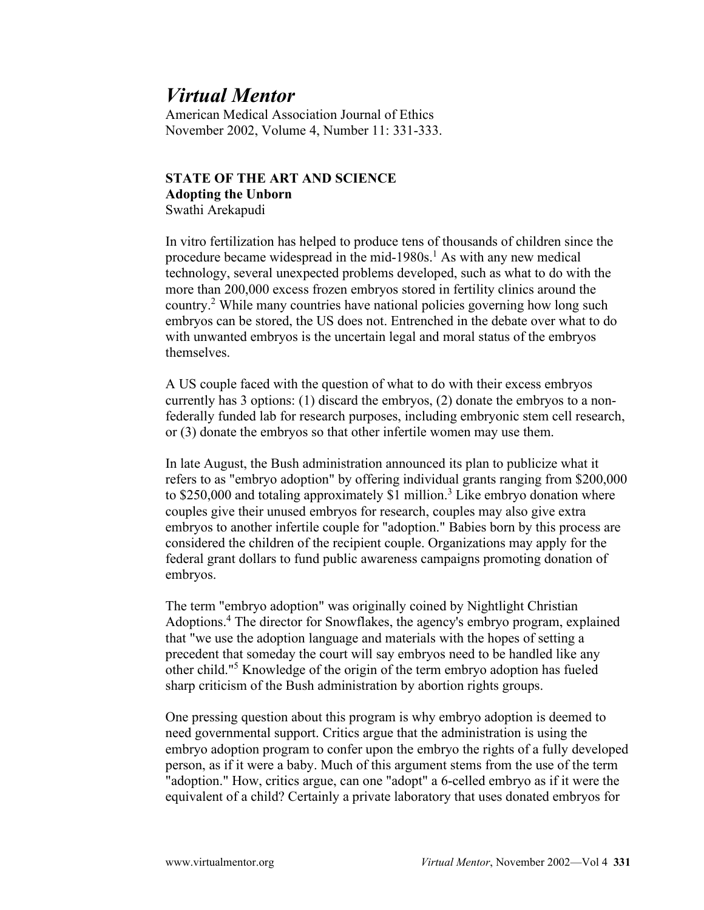# *Virtual Mentor*

American Medical Association Journal of Ethics
November 2002, Volume 4, Number 11: 331-333.

**STATE OF THE ART AND SCIENCE**
**Adopting the Unborn**
Swathi Arekapudi

In vitro fertilization has helped to produce tens of thousands of children since the procedure became widespread in the mid-1980s.[1] As with any new medical technology, several unexpected problems developed, such as what to do with the more than 200,000 excess frozen embryos stored in fertility clinics around the country.[2] While many countries have national policies governing how long such embryos can be stored, the US does not. Entrenched in the debate over what to do with unwanted embryos is the uncertain legal and moral status of the embryos themselves.

A US couple faced with the question of what to do with their excess embryos currently has 3 options: (1) discard the embryos, (2) donate the embryos to a non-federally funded lab for research purposes, including embryonic stem cell research, or (3) donate the embryos so that other infertile women may use them.

In late August, the Bush administration announced its plan to publicize what it refers to as "embryo adoption" by offering individual grants ranging from $200,000 to $250,000 and totaling approximately $1 million.[3] Like embryo donation where couples give their unused embryos for research, couples may also give extra embryos to another infertile couple for "adoption." Babies born by this process are considered the children of the recipient couple. Organizations may apply for the federal grant dollars to fund public awareness campaigns promoting donation of embryos.

The term "embryo adoption" was originally coined by Nightlight Christian Adoptions.[4] The director for Snowflakes, the agency's embryo program, explained that "we use the adoption language and materials with the hopes of setting a precedent that someday the court will say embryos need to be handled like any other child."[5] Knowledge of the origin of the term embryo adoption has fueled sharp criticism of the Bush administration by abortion rights groups.

One pressing question about this program is why embryo adoption is deemed to need governmental support. Critics argue that the administration is using the embryo adoption program to confer upon the embryo the rights of a fully developed person, as if it were a baby. Much of this argument stems from the use of the term "adoption." How, critics argue, can one "adopt" a 6-celled embryo as if it were the equivalent of a child? Certainly a private laboratory that uses donated embryos for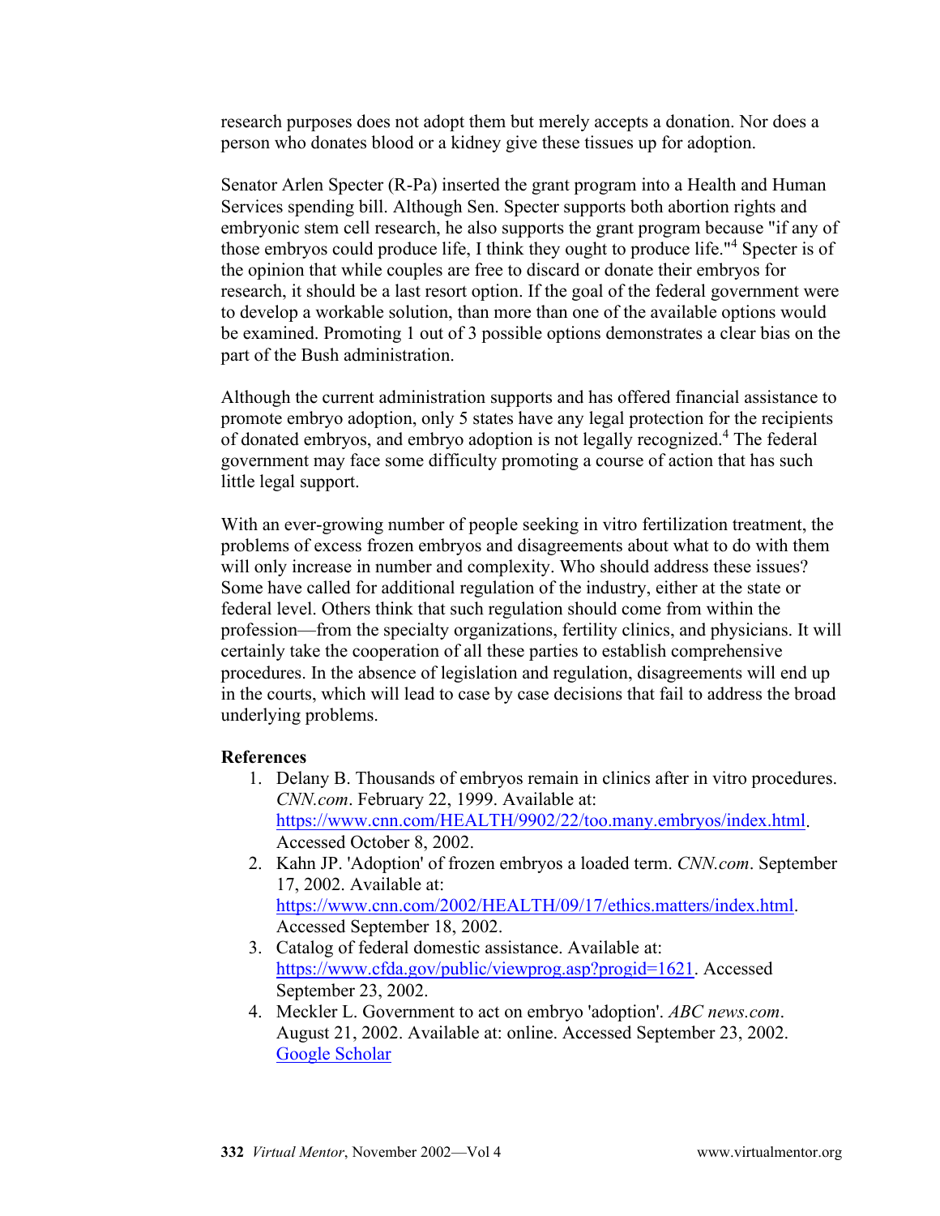research purposes does not adopt them but merely accepts a donation. Nor does a person who donates blood or a kidney give these tissues up for adoption.

Senator Arlen Specter (R-Pa) inserted the grant program into a Health and Human Services spending bill. Although Sen. Specter supports both abortion rights and embryonic stem cell research, he also supports the grant program because "if any of those embryos could produce life, I think they ought to produce life."[4] Specter is of the opinion that while couples are free to discard or donate their embryos for research, it should be a last resort option. If the goal of the federal government were to develop a workable solution, than more than one of the available options would be examined. Promoting 1 out of 3 possible options demonstrates a clear bias on the part of the Bush administration.

Although the current administration supports and has offered financial assistance to promote embryo adoption, only 5 states have any legal protection for the recipients of donated embryos, and embryo adoption is not legally recognized.[4] The federal government may face some difficulty promoting a course of action that has such little legal support.

With an ever-growing number of people seeking in vitro fertilization treatment, the problems of excess frozen embryos and disagreements about what to do with them will only increase in number and complexity. Who should address these issues? Some have called for additional regulation of the industry, either at the state or federal level. Others think that such regulation should come from within the profession—from the specialty organizations, fertility clinics, and physicians. It will certainly take the cooperation of all these parties to establish comprehensive procedures. In the absence of legislation and regulation, disagreements will end up in the courts, which will lead to case by case decisions that fail to address the broad underlying problems.

**References**

1. Delany B. Thousands of embryos remain in clinics after in vitro procedures. *CNN.com*. February 22, 1999. Available at: https://www.cnn.com/HEALTH/9902/22/too.many.embryos/index.html. Accessed October 8, 2002.
2. Kahn JP. 'Adoption' of frozen embryos a loaded term. *CNN.com*. September 17, 2002. Available at: https://www.cnn.com/2002/HEALTH/09/17/ethics.matters/index.html. Accessed September 18, 2002.
3. Catalog of federal domestic assistance. Available at: https://www.cfda.gov/public/viewprog.asp?progid=1621. Accessed September 23, 2002.
4. Meckler L. Government to act on embryo 'adoption'. *ABC news.com*. August 21, 2002. Available at: online. Accessed September 23, 2002. Google Scholar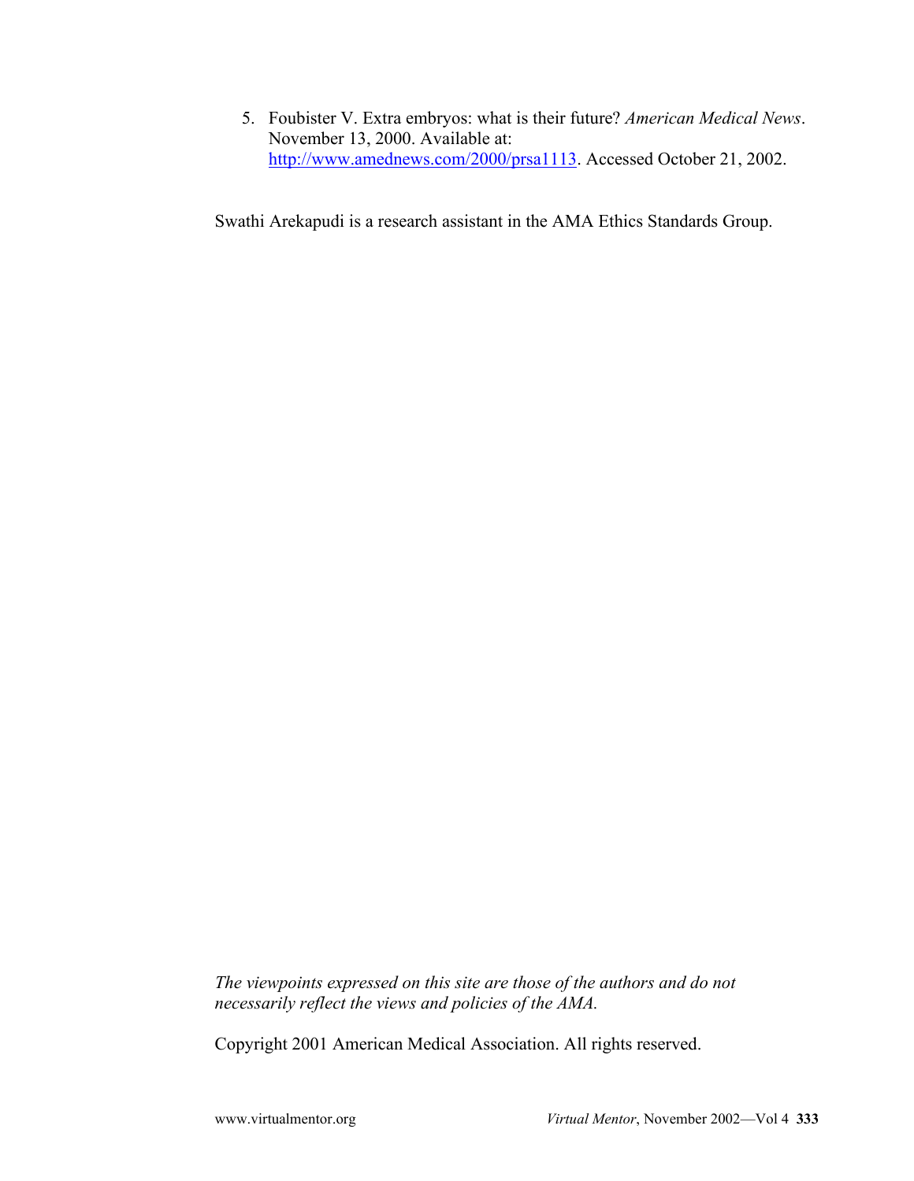5. Foubister V. Extra embryos: what is their future? *American Medical News*. November 13, 2000. Available at: http://www.amednews.com/2000/prsa1113. Accessed October 21, 2002.

Swathi Arekapudi is a research assistant in the AMA Ethics Standards Group.

*The viewpoints expressed on this site are those of the authors and do not necessarily reflect the views and policies of the AMA.*

Copyright 2001 American Medical Association. All rights reserved.